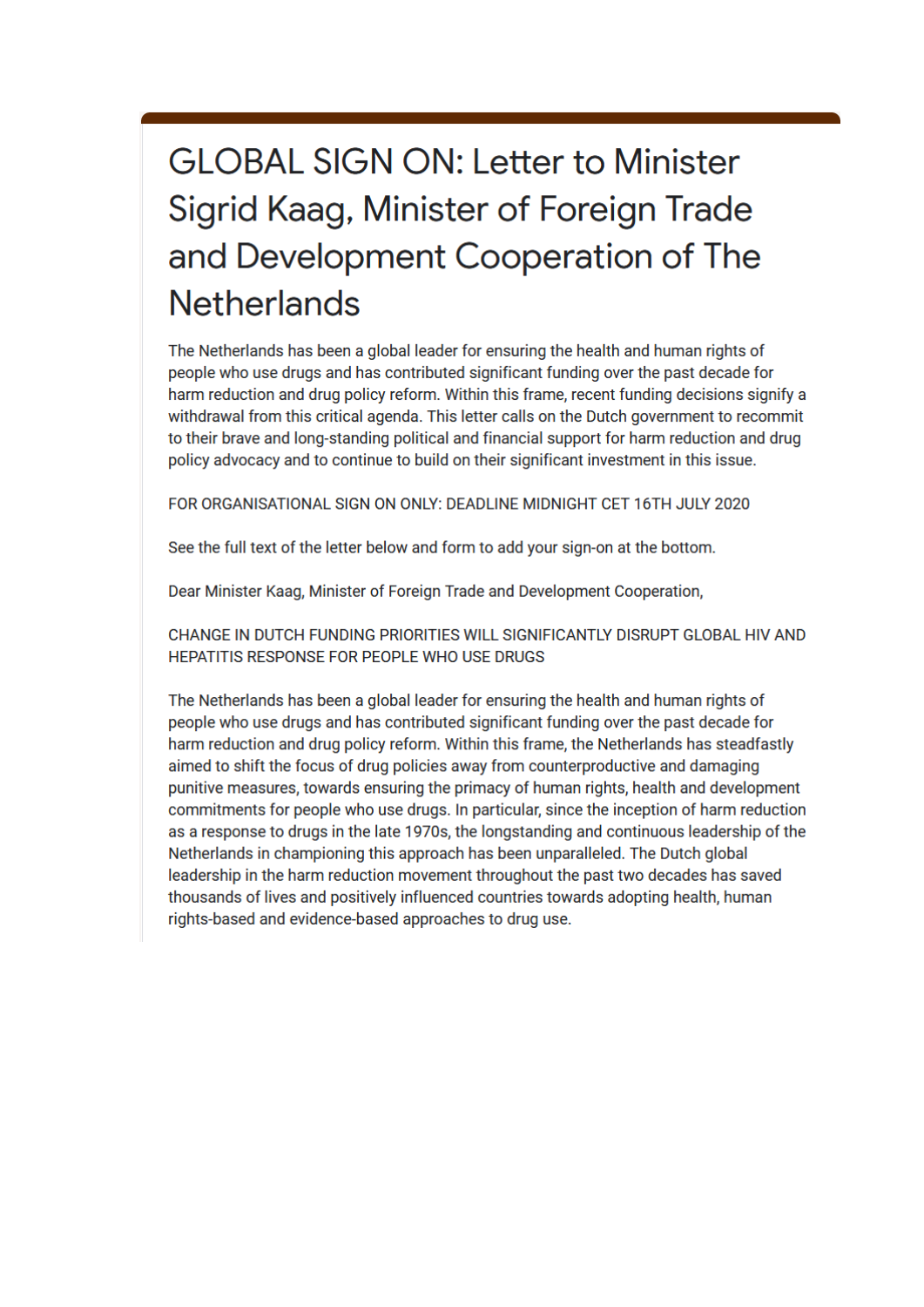# GLOBAL SIGN ON: Letter to Minister Sigrid Kaag, Minister of Foreign Trade and Development Cooperation of The Netherlands

The Netherlands has been a global leader for ensuring the health and human rights of people who use drugs and has contributed significant funding over the past decade for harm reduction and drug policy reform. Within this frame, recent funding decisions signify a withdrawal from this critical agenda. This letter calls on the Dutch government to recommit to their brave and long-standing political and financial support for harm reduction and drug policy advocacy and to continue to build on their significant investment in this issue.

FOR ORGANISATIONAL SIGN ON ONLY: DEADLINE MIDNIGHT CET 16TH JULY 2020

See the full text of the letter below and form to add your sign-on at the bottom.

Dear Minister Kaag, Minister of Foreign Trade and Development Cooperation,

CHANGE IN DUTCH FUNDING PRIORITIES WILL SIGNIFICANTLY DISRUPT GLOBAL HIV AND HEPATITIS RESPONSE FOR PEOPLE WHO USE DRUGS

The Netherlands has been a global leader for ensuring the health and human rights of people who use drugs and has contributed significant funding over the past decade for harm reduction and drug policy reform. Within this frame, the Netherlands has steadfastly aimed to shift the focus of drug policies away from counterproductive and damaging punitive measures, towards ensuring the primacy of human rights, health and development commitments for people who use drugs. In particular, since the inception of harm reduction as a response to drugs in the late 1970s, the longstanding and continuous leadership of the Netherlands in championing this approach has been unparalleled. The Dutch global leadership in the harm reduction movement throughout the past two decades has saved thousands of lives and positively influenced countries towards adopting health, human rights-based and evidence-based approaches to drug use.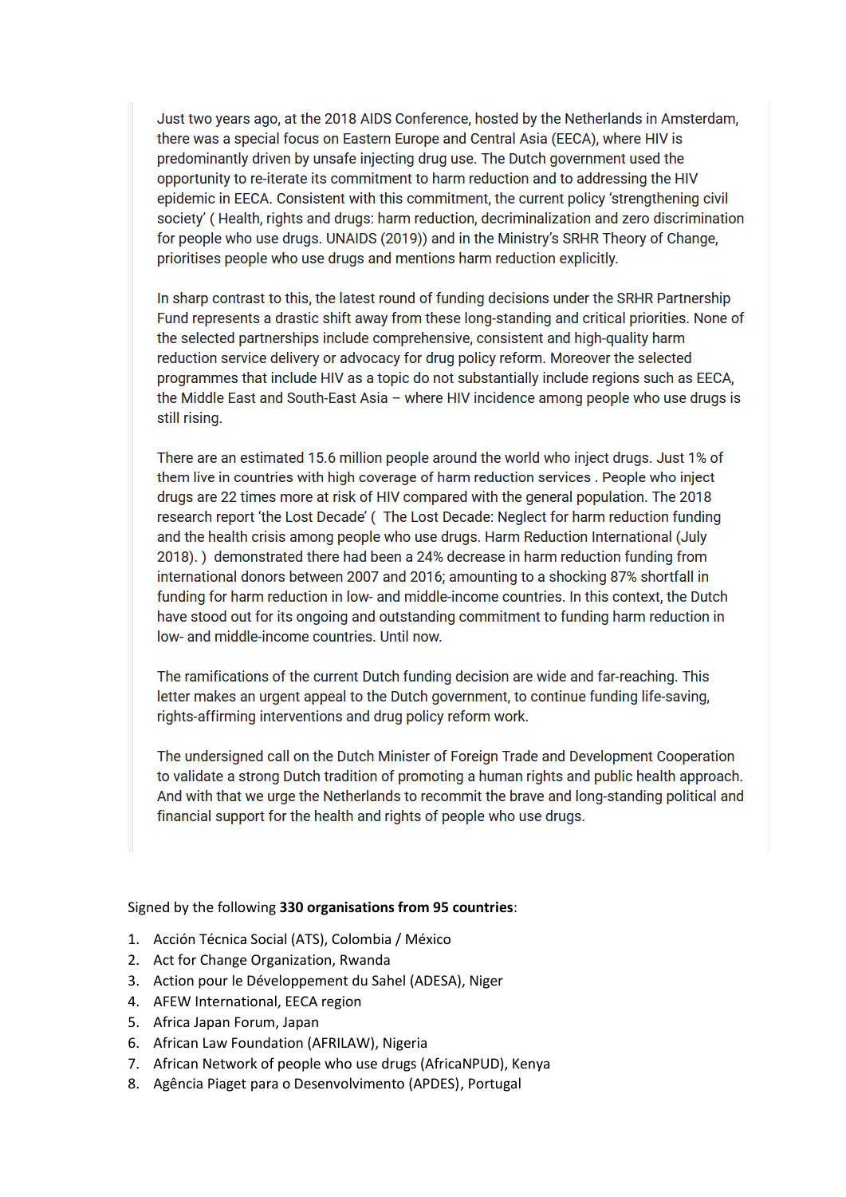> Just two years ago, at the 2018 AIDS Conference, hosted by the Netherlands in Amsterdam, there was a special focus on Eastern Europe and Central Asia (EECA), where HIV is predominantly driven by unsafe injecting drug use. The Dutch government used the opportunity to re-iterate its commitment to harm reduction and to addressing the HIV epidemic in EECA. Consistent with this commitment, the current policy 'strengthening civil society' ( Health, rights and drugs: harm reduction, decriminalization and zero discrimination for people who use drugs. UNAIDS (2019)) and in the Ministry's SRHR Theory of Change, prioritises people who use drugs and mentions harm reduction explicitly.
>
> In sharp contrast to this, the latest round of funding decisions under the SRHR Partnership Fund represents a drastic shift away from these long-standing and critical priorities. None of the selected partnerships include comprehensive, consistent and high-quality harm reduction service delivery or advocacy for drug policy reform. Moreover the selected programmes that include HIV as a topic do not substantially include regions such as EECA, the Middle East and South-East Asia – where HIV incidence among people who use drugs is still rising.
>
> There are an estimated 15.6 million people around the world who inject drugs. Just 1% of them live in countries with high coverage of harm reduction services . People who inject drugs are 22 times more at risk of HIV compared with the general population. The 2018 research report 'the Lost Decade' ( The Lost Decade: Neglect for harm reduction funding and the health crisis among people who use drugs. Harm Reduction International (July 2018). ) demonstrated there had been a 24% decrease in harm reduction funding from international donors between 2007 and 2016; amounting to a shocking 87% shortfall in funding for harm reduction in low- and middle-income countries. In this context, the Dutch have stood out for its ongoing and outstanding commitment to funding harm reduction in low- and middle-income countries. Until now.
>
> The ramifications of the current Dutch funding decision are wide and far-reaching. This letter makes an urgent appeal to the Dutch government, to continue funding life-saving, rights-affirming interventions and drug policy reform work.
>
> The undersigned call on the Dutch Minister of Foreign Trade and Development Cooperation to validate a strong Dutch tradition of promoting a human rights and public health approach. And with that we urge the Netherlands to recommit the brave and long-standing political and financial support for the health and rights of people who use drugs.

Signed by the following **330 organisations from 95 countries**:

1. Acción Técnica Social (ATS), Colombia / México
2. Act for Change Organization, Rwanda
3. Action pour le Développement du Sahel (ADESA), Niger
4. AFEW International, EECA region
5. Africa Japan Forum, Japan
6. African Law Foundation (AFRILAW), Nigeria
7. African Network of people who use drugs (AfricaNPUD), Kenya
8. Agência Piaget para o Desenvolvimento (APDES), Portugal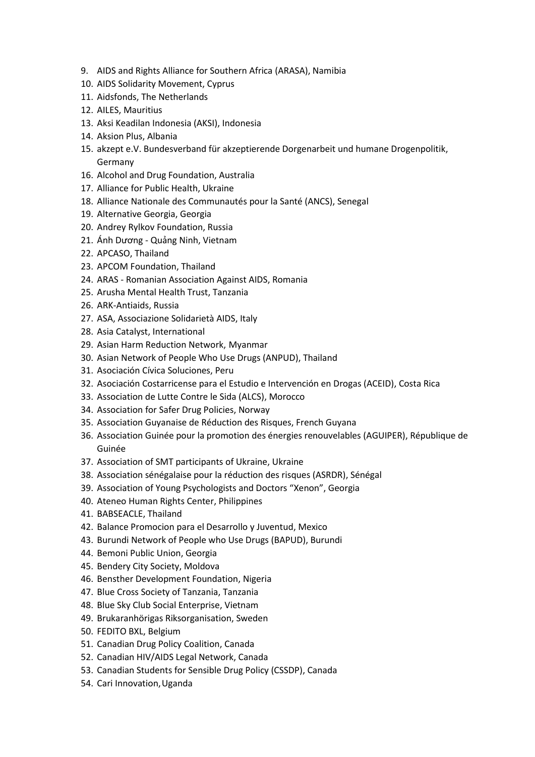9. AIDS and Rights Alliance for Southern Africa (ARASA), Namibia
10. AIDS Solidarity Movement, Cyprus
11. Aidsfonds, The Netherlands
12. AILES, Mauritius
13. Aksi Keadilan Indonesia (AKSI), Indonesia
14. Aksion Plus, Albania
15. akzept e.V. Bundesverband für akzeptierende Dorgenarbeit und humane Drogenpolitik, Germany
16. Alcohol and Drug Foundation, Australia
17. Alliance for Public Health, Ukraine
18. Alliance Nationale des Communautés pour la Santé (ANCS), Senegal
19. Alternative Georgia, Georgia
20. Andrey Rylkov Foundation, Russia
21. Ánh Dương - Quảng Ninh, Vietnam
22. APCASO, Thailand
23. APCOM Foundation, Thailand
24. ARAS - Romanian Association Against AIDS, Romania
25. Arusha Mental Health Trust, Tanzania
26. ARK-Antiaids, Russia
27. ASA, Associazione Solidarietà AIDS, Italy
28. Asia Catalyst, International
29. Asian Harm Reduction Network, Myanmar
30. Asian Network of People Who Use Drugs (ANPUD), Thailand
31. Asociación Cívica Soluciones, Peru
32. Asociación Costarricense para el Estudio e Intervención en Drogas (ACEID), Costa Rica
33. Association de Lutte Contre le Sida (ALCS), Morocco
34. Association for Safer Drug Policies, Norway
35. Association Guyanaise de Réduction des Risques, French Guyana
36. Association Guinée pour la promotion des énergies renouvelables (AGUIPER), République de Guinée
37. Association of SMT participants of Ukraine, Ukraine
38. Association sénégalaise pour la réduction des risques (ASRDR), Sénégal
39. Association of Young Psychologists and Doctors "Xenon", Georgia
40. Ateneo Human Rights Center, Philippines
41. BABSEACLE, Thailand
42. Balance Promocion para el Desarrollo y Juventud, Mexico
43. Burundi Network of People who Use Drugs (BAPUD), Burundi
44. Bemoni Public Union, Georgia
45. Bendery City Society, Moldova
46. Bensther Development Foundation, Nigeria
47. Blue Cross Society of Tanzania, Tanzania
48. Blue Sky Club Social Enterprise, Vietnam
49. Brukaranhörigas Riksorganisation, Sweden
50. FEDITO BXL, Belgium
51. Canadian Drug Policy Coalition, Canada
52. Canadian HIV/AIDS Legal Network, Canada
53. Canadian Students for Sensible Drug Policy (CSSDP), Canada
54. Cari Innovation, Uganda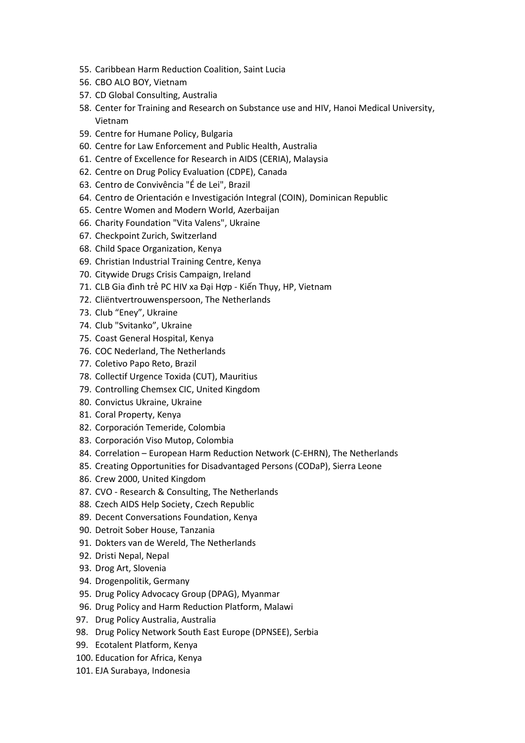55. Caribbean Harm Reduction Coalition, Saint Lucia
56. CBO ALO BOY, Vietnam
57. CD Global Consulting, Australia
58. Center for Training and Research on Substance use and HIV, Hanoi Medical University, Vietnam
59. Centre for Humane Policy, Bulgaria
60. Centre for Law Enforcement and Public Health, Australia
61. Centre of Excellence for Research in AIDS (CERIA), Malaysia
62. Centre on Drug Policy Evaluation (CDPE), Canada
63. Centro de Convivência "É de Lei", Brazil
64. Centro de Orientación e Investigación Integral (COIN), Dominican Republic
65. Centre Women and Modern World, Azerbaijan
66. Charity Foundation "Vita Valens", Ukraine
67. Checkpoint Zurich, Switzerland
68. Child Space Organization, Kenya
69. Christian Industrial Training Centre, Kenya
70. Citywide Drugs Crisis Campaign, Ireland
71. CLB Gia đình trẻ PC HIV xa Đại Hợp - Kiến Thụy, HP, Vietnam
72. Cliëntvertrouwenspersoon, The Netherlands
73. Club "Eney", Ukraine
74. Club "Svitanko", Ukraine
75. Coast General Hospital, Kenya
76. COC Nederland, The Netherlands
77. Coletivo Papo Reto, Brazil
78. Collectif Urgence Toxida (CUT), Mauritius
79. Controlling Chemsex CIC, United Kingdom
80. Convictus Ukraine, Ukraine
81. Coral Property, Kenya
82. Corporación Temeride, Colombia
83. Corporación Viso Mutop, Colombia
84. Correlation – European Harm Reduction Network (C-EHRN), The Netherlands
85. Creating Opportunities for Disadvantaged Persons (CODaP), Sierra Leone
86. Crew 2000, United Kingdom
87. CVO - Research & Consulting, The Netherlands
88. Czech AIDS Help Society, Czech Republic
89. Decent Conversations Foundation, Kenya
90. Detroit Sober House, Tanzania
91. Dokters van de Wereld, The Netherlands
92. Dristi Nepal, Nepal
93. Drog Art, Slovenia
94. Drogenpolitik, Germany
95. Drug Policy Advocacy Group (DPAG), Myanmar
96. Drug Policy and Harm Reduction Platform, Malawi
97. Drug Policy Australia, Australia
98. Drug Policy Network South East Europe (DPNSEE), Serbia
99. Ecotalent Platform, Kenya
100. Education for Africa, Kenya
101. EJA Surabaya, Indonesia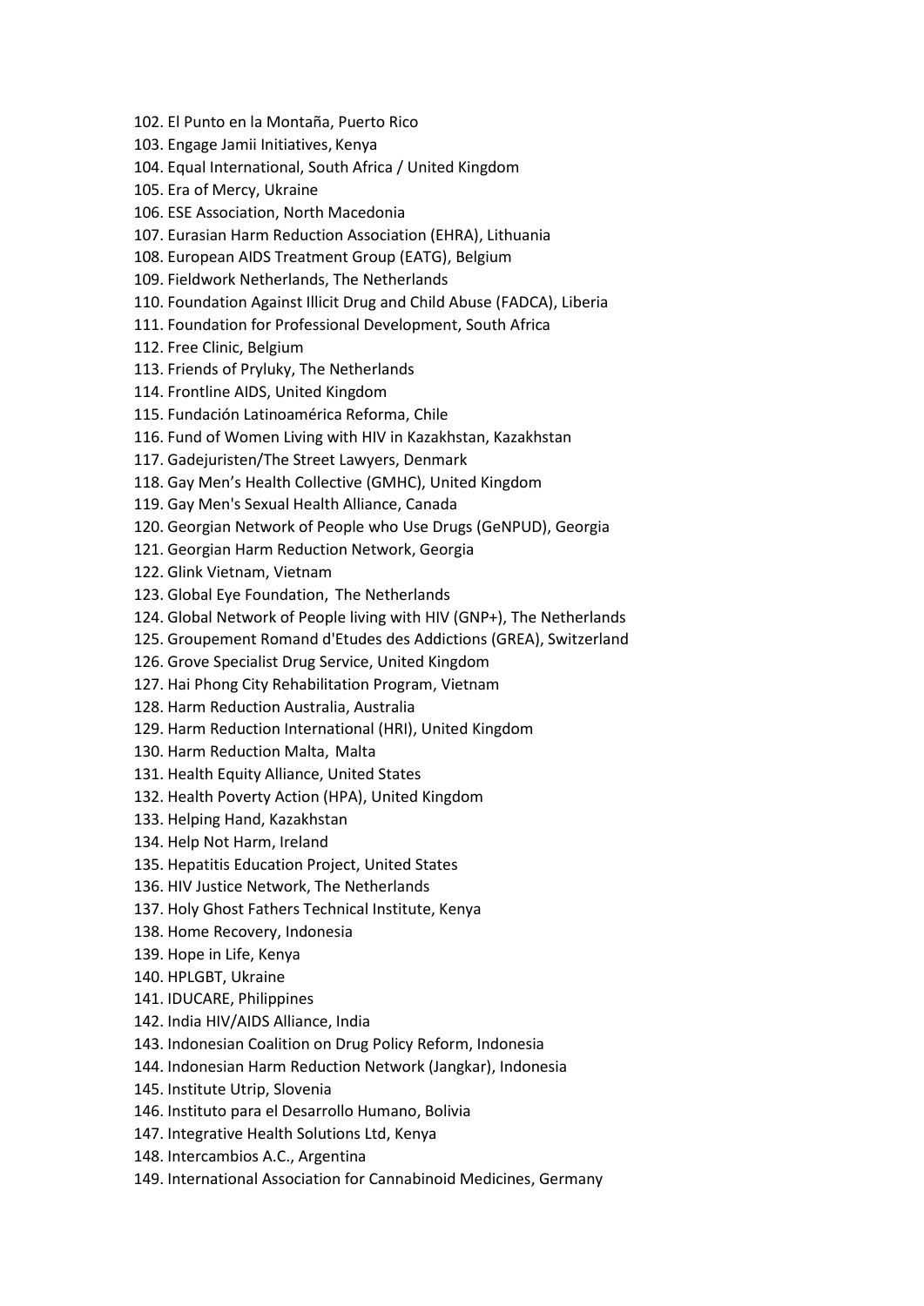102. El Punto en la Montaña, Puerto Rico
103. Engage Jamii Initiatives, Kenya
104. Equal International, South Africa / United Kingdom
105. Era of Mercy, Ukraine
106. ESE Association, North Macedonia
107. Eurasian Harm Reduction Association (EHRA), Lithuania
108. European AIDS Treatment Group (EATG), Belgium
109. Fieldwork Netherlands, The Netherlands
110. Foundation Against Illicit Drug and Child Abuse (FADCA), Liberia
111. Foundation for Professional Development, South Africa
112. Free Clinic, Belgium
113. Friends of Pryluky, The Netherlands
114. Frontline AIDS, United Kingdom
115. Fundación Latinoamérica Reforma, Chile
116. Fund of Women Living with HIV in Kazakhstan, Kazakhstan
117. Gadejuristen/The Street Lawyers, Denmark
118. Gay Men's Health Collective (GMHC), United Kingdom
119. Gay Men's Sexual Health Alliance, Canada
120. Georgian Network of People who Use Drugs (GeNPUD), Georgia
121. Georgian Harm Reduction Network, Georgia
122. Glink Vietnam, Vietnam
123. Global Eye Foundation, The Netherlands
124. Global Network of People living with HIV (GNP+), The Netherlands
125. Groupement Romand d'Etudes des Addictions (GREA), Switzerland
126. Grove Specialist Drug Service, United Kingdom
127. Hai Phong City Rehabilitation Program, Vietnam
128. Harm Reduction Australia, Australia
129. Harm Reduction International (HRI), United Kingdom
130. Harm Reduction Malta, Malta
131. Health Equity Alliance, United States
132. Health Poverty Action (HPA), United Kingdom
133. Helping Hand, Kazakhstan
134. Help Not Harm, Ireland
135. Hepatitis Education Project, United States
136. HIV Justice Network, The Netherlands
137. Holy Ghost Fathers Technical Institute, Kenya
138. Home Recovery, Indonesia
139. Hope in Life, Kenya
140. HPLGBT, Ukraine
141. IDUCARE, Philippines
142. India HIV/AIDS Alliance, India
143. Indonesian Coalition on Drug Policy Reform, Indonesia
144. Indonesian Harm Reduction Network (Jangkar), Indonesia
145. Institute Utrip, Slovenia
146. Instituto para el Desarrollo Humano, Bolivia
147. Integrative Health Solutions Ltd, Kenya
148. Intercambios A.C., Argentina
149. International Association for Cannabinoid Medicines, Germany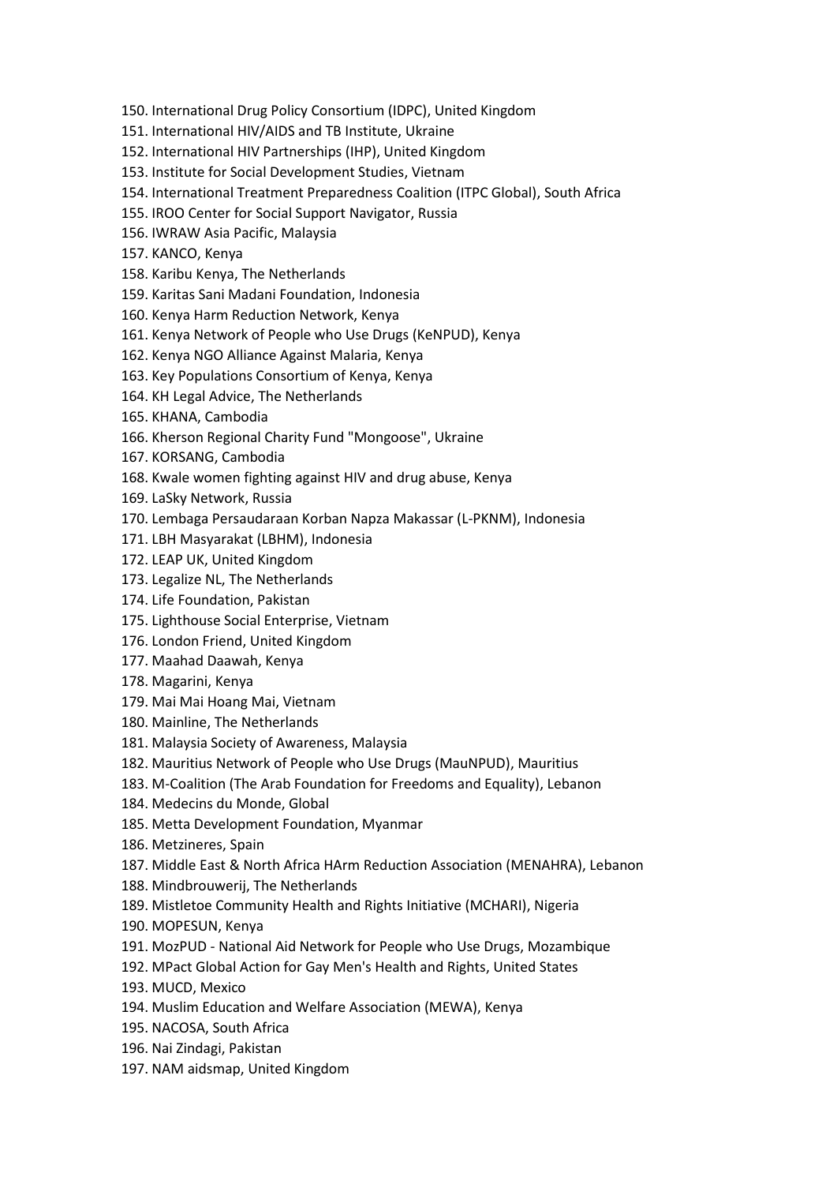150. International Drug Policy Consortium (IDPC), United Kingdom
151. International HIV/AIDS and TB Institute, Ukraine
152. International HIV Partnerships (IHP), United Kingdom
153. Institute for Social Development Studies, Vietnam
154. International Treatment Preparedness Coalition (ITPC Global), South Africa
155. IROO Center for Social Support Navigator, Russia
156. IWRAW Asia Pacific, Malaysia
157. KANCO, Kenya
158. Karibu Kenya, The Netherlands
159. Karitas Sani Madani Foundation, Indonesia
160. Kenya Harm Reduction Network, Kenya
161. Kenya Network of People who Use Drugs (KeNPUD), Kenya
162. Kenya NGO Alliance Against Malaria, Kenya
163. Key Populations Consortium of Kenya, Kenya
164. KH Legal Advice, The Netherlands
165. KHANA, Cambodia
166. Kherson Regional Charity Fund "Mongoose", Ukraine
167. KORSANG, Cambodia
168. Kwale women fighting against HIV and drug abuse, Kenya
169. LaSky Network, Russia
170. Lembaga Persaudaraan Korban Napza Makassar (L-PKNM), Indonesia
171. LBH Masyarakat (LBHM), Indonesia
172. LEAP UK, United Kingdom
173. Legalize NL, The Netherlands
174. Life Foundation, Pakistan
175. Lighthouse Social Enterprise, Vietnam
176. London Friend, United Kingdom
177. Maahad Daawah, Kenya
178. Magarini, Kenya
179. Mai Mai Hoang Mai, Vietnam
180. Mainline, The Netherlands
181. Malaysia Society of Awareness, Malaysia
182. Mauritius Network of People who Use Drugs (MauNPUD), Mauritius
183. M-Coalition (The Arab Foundation for Freedoms and Equality), Lebanon
184. Medecins du Monde, Global
185. Metta Development Foundation, Myanmar
186. Metzineres, Spain
187. Middle East & North Africa HArm Reduction Association (MENAHRA), Lebanon
188. Mindbrouwerij, The Netherlands
189. Mistletoe Community Health and Rights Initiative (MCHARI), Nigeria
190. MOPESUN, Kenya
191. MozPUD - National Aid Network for People who Use Drugs, Mozambique
192. MPact Global Action for Gay Men's Health and Rights, United States
193. MUCD, Mexico
194. Muslim Education and Welfare Association (MEWA), Kenya
195. NACOSA, South Africa
196. Nai Zindagi, Pakistan
197. NAM aidsmap, United Kingdom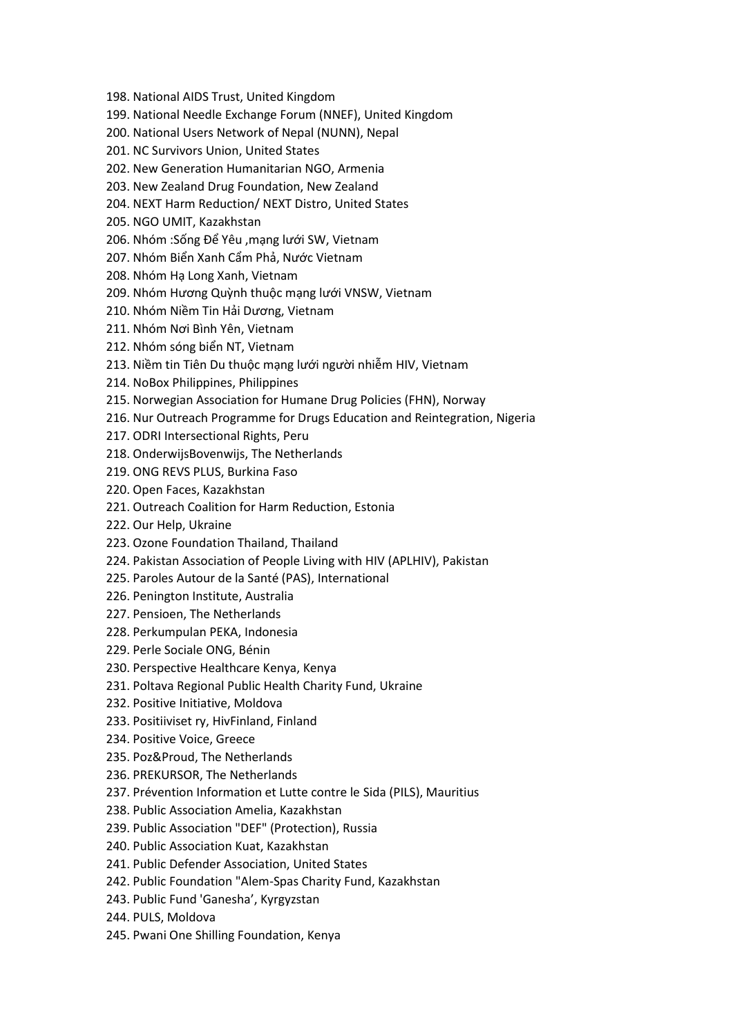198. National AIDS Trust, United Kingdom
199. National Needle Exchange Forum (NNEF), United Kingdom
200. National Users Network of Nepal (NUNN), Nepal
201. NC Survivors Union, United States
202. New Generation Humanitarian NGO, Armenia
203. New Zealand Drug Foundation, New Zealand
204. NEXT Harm Reduction/ NEXT Distro, United States
205. NGO UMIT, Kazakhstan
206. Nhóm :Sống Để Yêu ,mạng lưới SW, Vietnam
207. Nhóm Biển Xanh Cẩm Phả, Nước Vietnam
208. Nhóm Hạ Long Xanh, Vietnam
209. Nhóm Hương Quỳnh thuộc mạng lưới VNSW, Vietnam
210. Nhóm Niềm Tin Hải Dương, Vietnam
211. Nhóm Nơi Bình Yên, Vietnam
212. Nhóm sóng biển NT, Vietnam
213. Niềm tin Tiên Du thuộc mạng lưới người nhiễm HIV, Vietnam
214. NoBox Philippines, Philippines
215. Norwegian Association for Humane Drug Policies (FHN), Norway
216. Nur Outreach Programme for Drugs Education and Reintegration, Nigeria
217. ODRI Intersectional Rights, Peru
218. OnderwijsBovenwijs, The Netherlands
219. ONG REVS PLUS, Burkina Faso
220. Open Faces, Kazakhstan
221. Outreach Coalition for Harm Reduction, Estonia
222. Our Help, Ukraine
223. Ozone Foundation Thailand, Thailand
224. Pakistan Association of People Living with HIV (APLHIV), Pakistan
225. Paroles Autour de la Santé (PAS), International
226. Penington Institute, Australia
227. Pensioen, The Netherlands
228. Perkumpulan PEKA, Indonesia
229. Perle Sociale ONG, Bénin
230. Perspective Healthcare Kenya, Kenya
231. Poltava Regional Public Health Charity Fund, Ukraine
232. Positive Initiative, Moldova
233. Positiiviset ry, HivFinland, Finland
234. Positive Voice, Greece
235. Poz&Proud, The Netherlands
236. PREKURSOR, The Netherlands
237. Prévention Information et Lutte contre le Sida (PILS), Mauritius
238. Public Association Amelia, Kazakhstan
239. Public Association "DEF" (Protection), Russia
240. Public Association Kuat, Kazakhstan
241. Public Defender Association, United States
242. Public Foundation "Alem-Spas Charity Fund, Kazakhstan
243. Public Fund 'Ganesha', Kyrgyzstan
244. PULS, Moldova
245. Pwani One Shilling Foundation, Kenya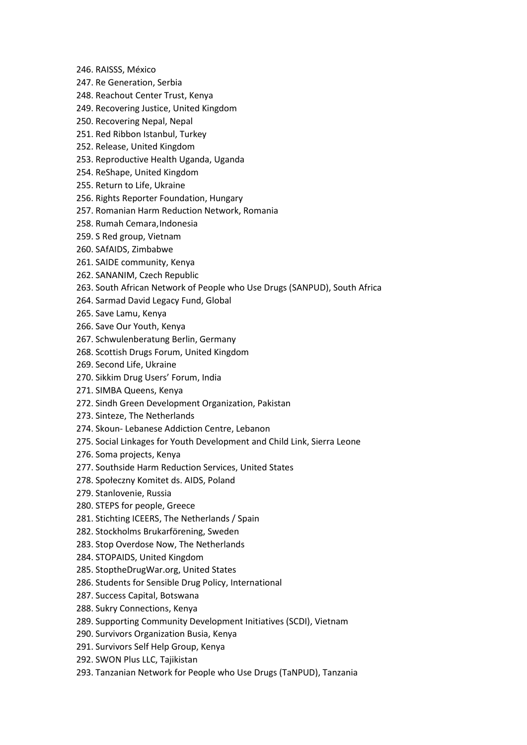246. RAISSS, México
247. Re Generation, Serbia
248. Reachout Center Trust, Kenya
249. Recovering Justice, United Kingdom
250. Recovering Nepal, Nepal
251. Red Ribbon Istanbul, Turkey
252. Release, United Kingdom
253. Reproductive Health Uganda, Uganda
254. ReShape, United Kingdom
255. Return to Life, Ukraine
256. Rights Reporter Foundation, Hungary
257. Romanian Harm Reduction Network, Romania
258. Rumah Cemara,Indonesia
259. S Red group, Vietnam
260. SAfAIDS, Zimbabwe
261. SAIDE community, Kenya
262. SANANIM, Czech Republic
263. South African Network of People who Use Drugs (SANPUD), South Africa
264. Sarmad David Legacy Fund, Global
265. Save Lamu, Kenya
266. Save Our Youth, Kenya
267. Schwulenberatung Berlin, Germany
268. Scottish Drugs Forum, United Kingdom
269. Second Life, Ukraine
270. Sikkim Drug Users' Forum, India
271. SIMBA Queens, Kenya
272. Sindh Green Development Organization, Pakistan
273. Sinteze, The Netherlands
274. Skoun- Lebanese Addiction Centre, Lebanon
275. Social Linkages for Youth Development and Child Link, Sierra Leone
276. Soma projects, Kenya
277. Southside Harm Reduction Services, United States
278. Społeczny Komitet ds. AIDS, Poland
279. Stanlovenie, Russia
280. STEPS for people, Greece
281. Stichting ICEERS, The Netherlands / Spain
282. Stockholms Brukarförening, Sweden
283. Stop Overdose Now, The Netherlands
284. STOPAIDS, United Kingdom
285. StoptheDrugWar.org, United States
286. Students for Sensible Drug Policy, International
287. Success Capital, Botswana
288. Sukry Connections, Kenya
289. Supporting Community Development Initiatives (SCDI), Vietnam
290. Survivors Organization Busia, Kenya
291. Survivors Self Help Group, Kenya
292. SWON Plus LLC, Tajikistan
293. Tanzanian Network for People who Use Drugs (TaNPUD), Tanzania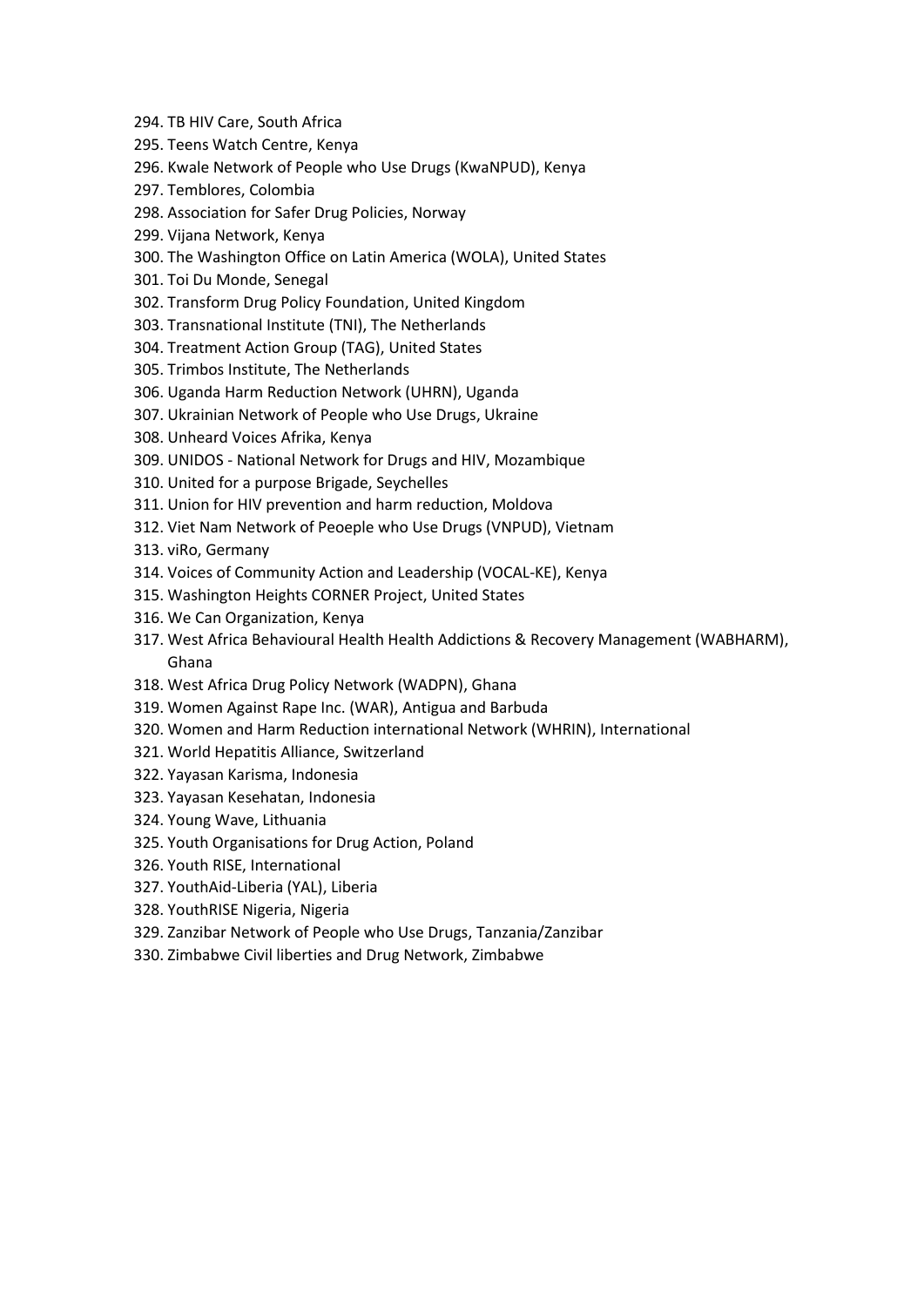294. TB HIV Care, South Africa
295. Teens Watch Centre, Kenya
296. Kwale Network of People who Use Drugs (KwaNPUD), Kenya
297. Temblores, Colombia
298. Association for Safer Drug Policies, Norway
299. Vijana Network, Kenya
300. The Washington Office on Latin America (WOLA), United States
301. Toi Du Monde, Senegal
302. Transform Drug Policy Foundation, United Kingdom
303. Transnational Institute (TNI), The Netherlands
304. Treatment Action Group (TAG), United States
305. Trimbos Institute, The Netherlands
306. Uganda Harm Reduction Network (UHRN), Uganda
307. Ukrainian Network of People who Use Drugs, Ukraine
308. Unheard Voices Afrika, Kenya
309. UNIDOS - National Network for Drugs and HIV, Mozambique
310. United for a purpose Brigade, Seychelles
311. Union for HIV prevention and harm reduction, Moldova
312. Viet Nam Network of Peoeple who Use Drugs (VNPUD), Vietnam
313. viRo, Germany
314. Voices of Community Action and Leadership (VOCAL-KE), Kenya
315. Washington Heights CORNER Project, United States
316. We Can Organization, Kenya
317. West Africa Behavioural Health Health Addictions & Recovery Management (WABHARM), Ghana
318. West Africa Drug Policy Network (WADPN), Ghana
319. Women Against Rape Inc. (WAR), Antigua and Barbuda
320. Women and Harm Reduction international Network (WHRIN), International
321. World Hepatitis Alliance, Switzerland
322. Yayasan Karisma, Indonesia
323. Yayasan Kesehatan, Indonesia
324. Young Wave, Lithuania
325. Youth Organisations for Drug Action, Poland
326. Youth RISE, International
327. YouthAid-Liberia (YAL), Liberia
328. YouthRISE Nigeria, Nigeria
329. Zanzibar Network of People who Use Drugs, Tanzania/Zanzibar
330. Zimbabwe Civil liberties and Drug Network, Zimbabwe